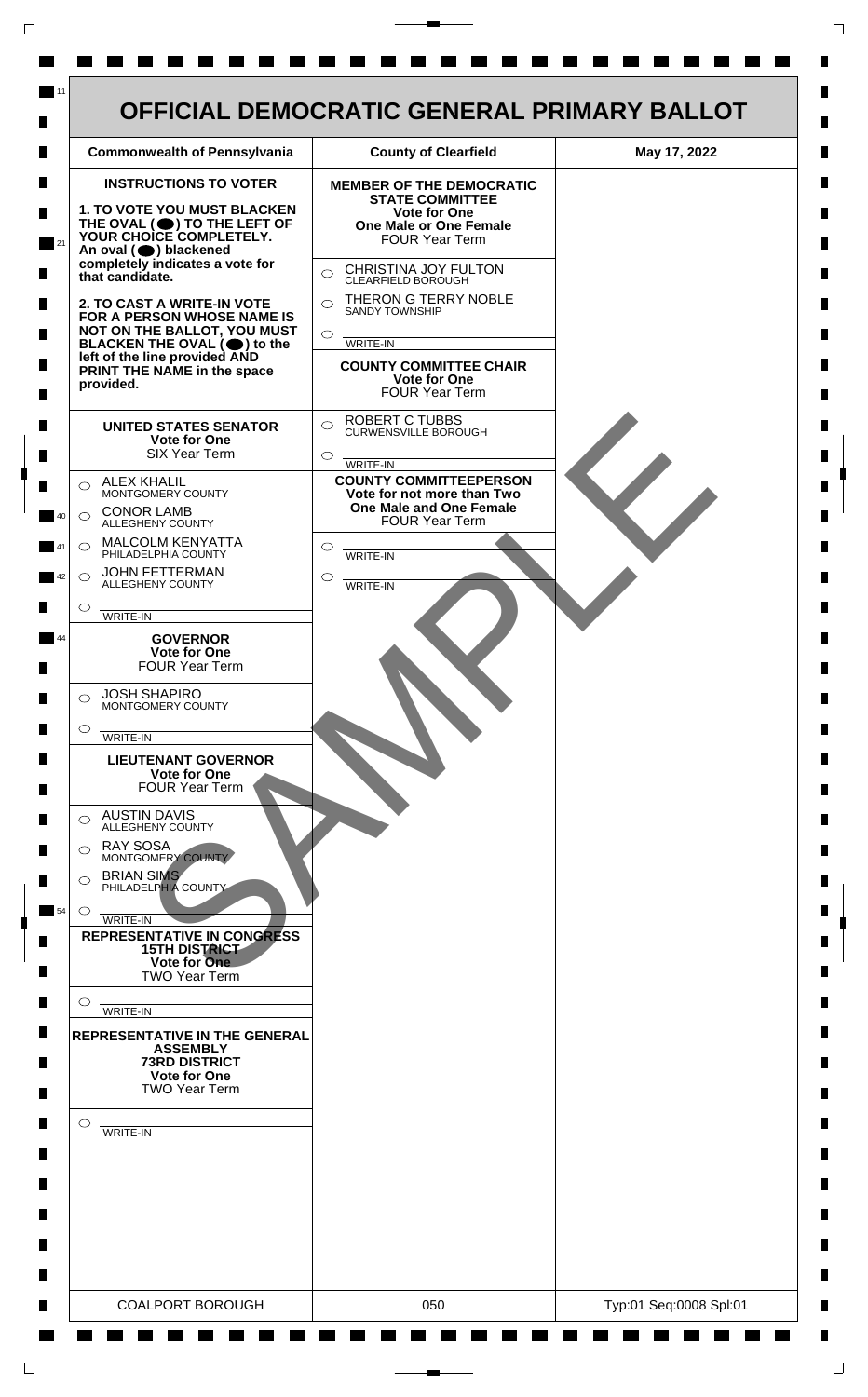# OFFICIAL DEMOCRATIC GENERAL PRIMARY BALLOT

| Commonwealth of Pennsylvania | County of Clearfield | May 17, 2022 |
|---|---|---|

**INSTRUCTIONS TO VOTER**

**1. TO VOTE YOU MUST BLACKEN THE OVAL (⬬) TO THE LEFT OF YOUR CHOICE COMPLETELY.** An oval (⬬) blackened completely indicates a vote for that candidate.

**2. TO CAST A WRITE-IN VOTE FOR A PERSON WHOSE NAME IS NOT ON THE BALLOT, YOU MUST BLACKEN THE OVAL (⬬) to the left of the line provided AND PRINT THE NAME in the space provided.**

**UNITED STATES SENATOR**
**Vote for One**
SIX Year Term

- ◯ ALEX KHALIL — MONTGOMERY COUNTY
- ◯ CONOR LAMB — ALLEGHENY COUNTY
- ◯ MALCOLM KENYATTA — PHILADELPHIA COUNTY
- ◯ JOHN FETTERMAN — ALLEGHENY COUNTY
- ◯ WRITE-IN

**GOVERNOR**
**Vote for One**
FOUR Year Term

- ◯ JOSH SHAPIRO — MONTGOMERY COUNTY
- ◯ WRITE-IN

**LIEUTENANT GOVERNOR**
**Vote for One**
FOUR Year Term

- ◯ AUSTIN DAVIS — ALLEGHENY COUNTY
- ◯ RAY SOSA — MONTGOMERY COUNTY
- ◯ BRIAN SIMS — PHILADELPHIA COUNTY
- ◯ WRITE-IN

**REPRESENTATIVE IN CONGRESS**
**15TH DISTRICT**
**Vote for One**
TWO Year Term

- ◯ WRITE-IN

**REPRESENTATIVE IN THE GENERAL ASSEMBLY**
**73RD DISTRICT**
**Vote for One**
TWO Year Term

- ◯ WRITE-IN

**MEMBER OF THE DEMOCRATIC STATE COMMITTEE**
**Vote for One**
**One Male or One Female**
FOUR Year Term

- ◯ CHRISTINA JOY FULTON — CLEARFIELD BOROUGH
- ◯ THERON G TERRY NOBLE — SANDY TOWNSHIP
- ◯ WRITE-IN

**COUNTY COMMITTEE CHAIR**
**Vote for One**
FOUR Year Term

- ◯ ROBERT C TUBBS — CURWENSVILLE BOROUGH
- ◯ WRITE-IN

**COUNTY COMMITTEEPERSON**
**Vote for not more than Two**
**One Male and One Female**
FOUR Year Term

- ◯ WRITE-IN
- ◯ WRITE-IN

SAMPLE

| COALPORT BOROUGH | 050 | Typ:01 Seq:0008 Spl:01 |
|---|---|---|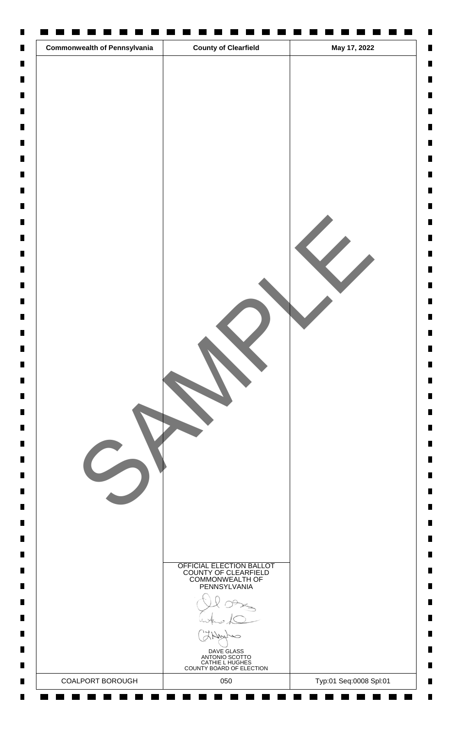| Commonwealth of Pennsylvania | County of Clearfield | May 17, 2022 |
|---|---|---|
| | OFFICIAL ELECTION BALLOT COUNTY OF CLEARFIELD COMMONWEALTH OF PENNSYLVANIA DAVE GLASS ANTONIO SCOTTO CATHIE L HUGHES COUNTY BOARD OF ELECTION | |
| COALPORT BOROUGH | 050 | Typ:01 Seq:0008 Spl:01 |

SAMPLE